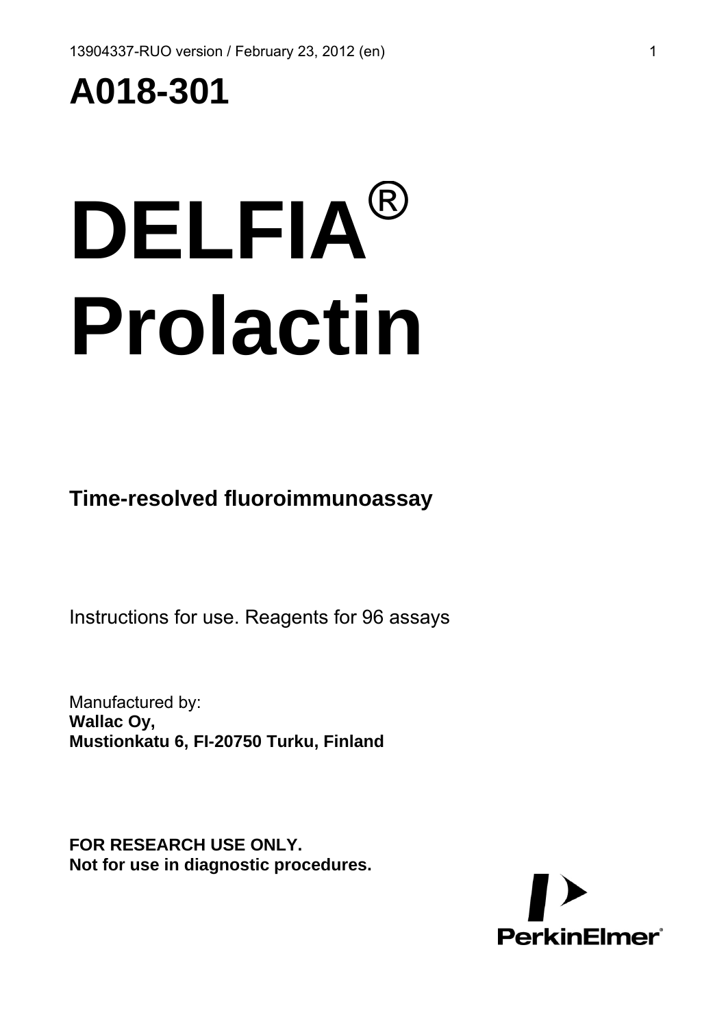# A018-301

# DELFIA®
# Prolactin

**Time-resolved fluoroimmunoassay**

Instructions for use. Reagents for 96 assays

Manufactured by:
**Wallac Oy,**
**Mustionkatu 6, FI-20750 Turku, Finland**

**FOR RESEARCH USE ONLY.**
**Not for use in diagnostic procedures.**

PerkinElmer®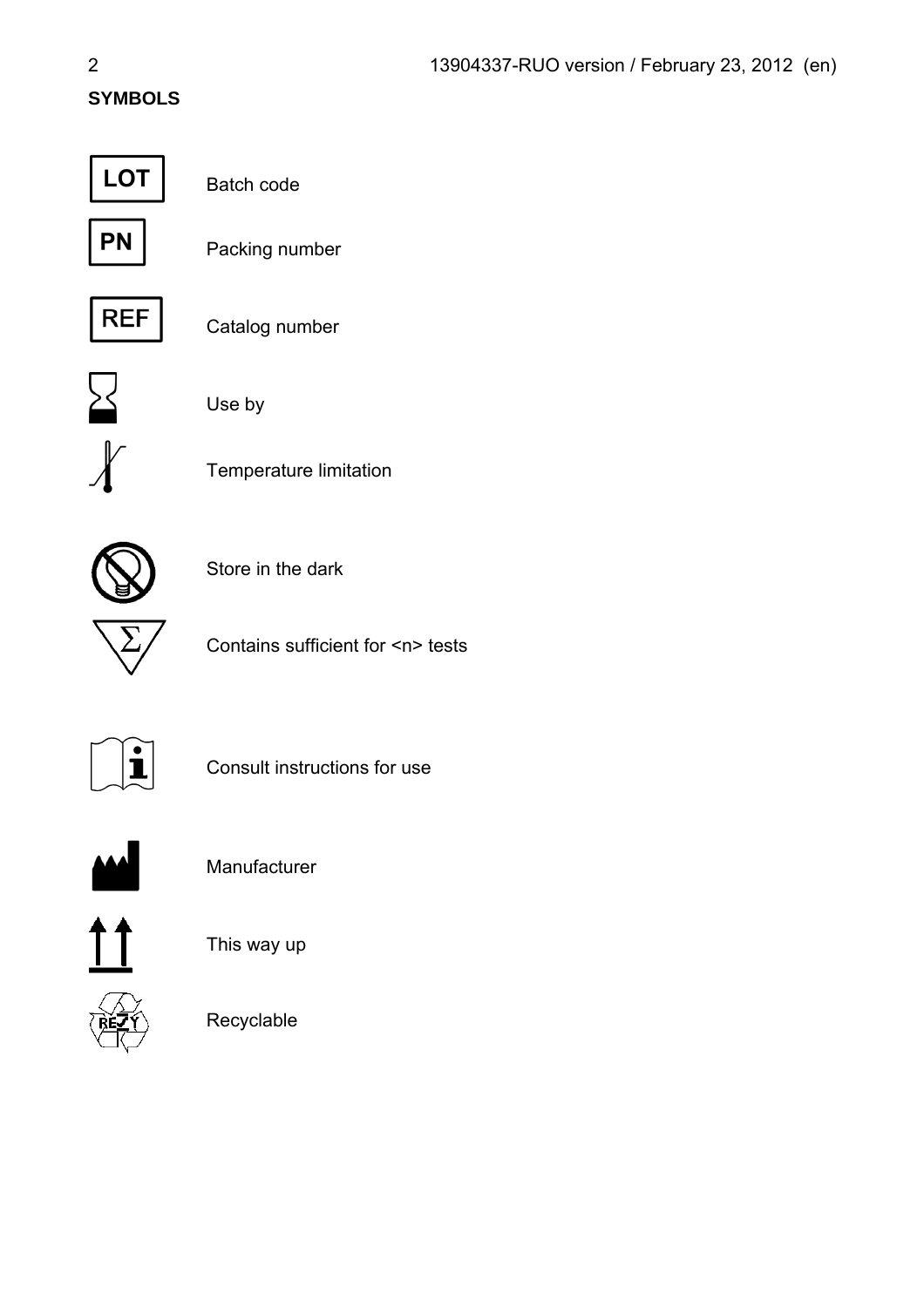**SYMBOLS**

| Symbol | Meaning |
| --- | --- |
| LOT | Batch code |
| PN | Packing number |
| REF | Catalog number |
| | Use by |
| | Temperature limitation |
| | Store in the dark |
| $\Sigma$ | Contains sufficient for <n> tests |
| | Consult instructions for use |
| | Manufacturer |
| | This way up |
| RESY | Recyclable |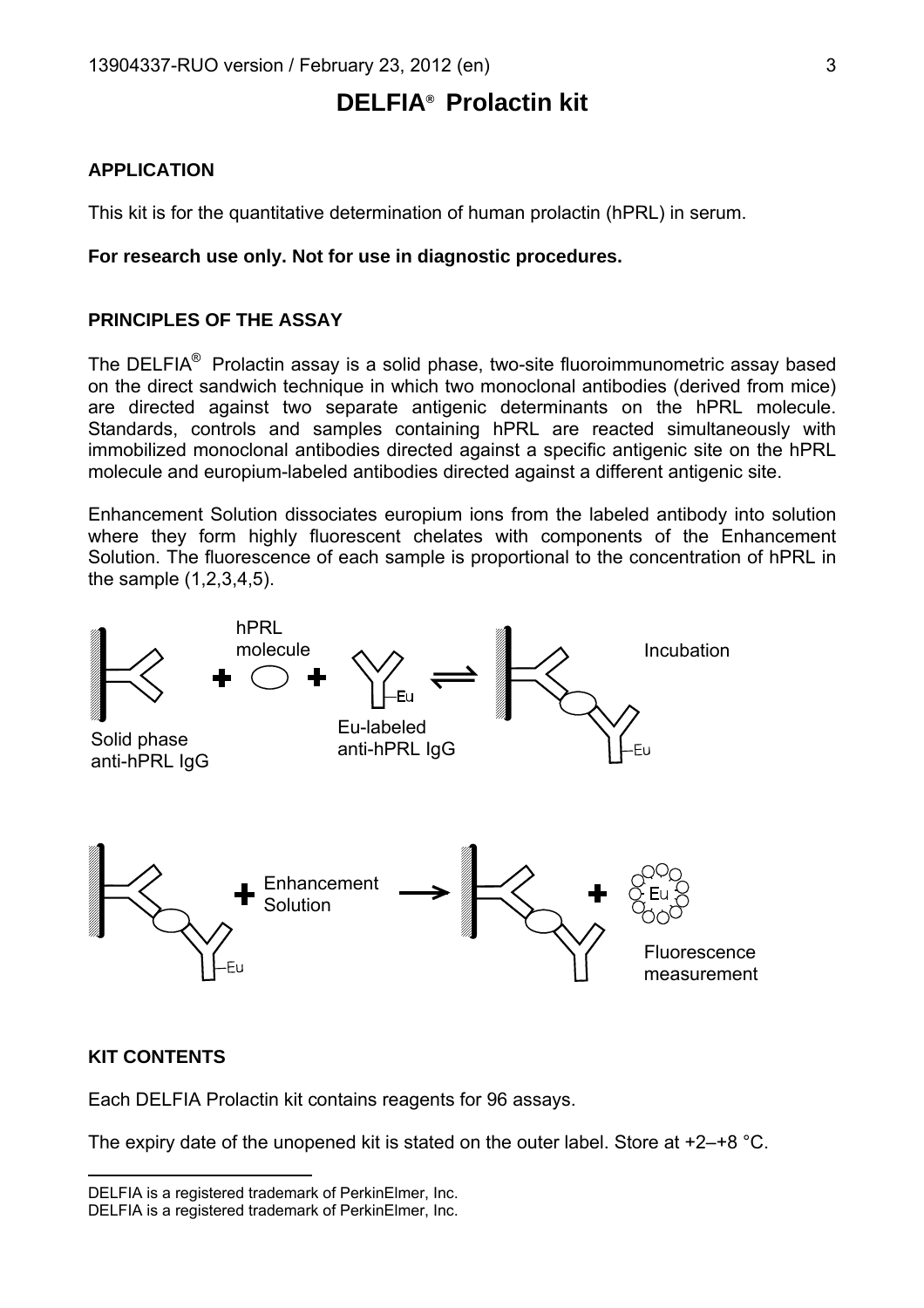# DELFIA® Prolactin kit

## APPLICATION

This kit is for the quantitative determination of human prolactin (hPRL) in serum.

**For research use only. Not for use in diagnostic procedures.**

## PRINCIPLES OF THE ASSAY

The DELFIA® Prolactin assay is a solid phase, two-site fluoroimmunometric assay based on the direct sandwich technique in which two monoclonal antibodies (derived from mice) are directed against two separate antigenic determinants on the hPRL molecule. Standards, controls and samples containing hPRL are reacted simultaneously with immobilized monoclonal antibodies directed against a specific antigenic site on the hPRL molecule and europium-labeled antibodies directed against a different antigenic site.

Enhancement Solution dissociates europium ions from the labeled antibody into solution where they form highly fluorescent chelates with components of the Enhancement Solution. The fluorescence of each sample is proportional to the concentration of hPRL in the sample (1,2,3,4,5).

Solid phase anti-hPRL IgG + hPRL molecule + Eu-labeled anti-hPRL IgG ⇌ Incubation

Enhancement Solution → Fluorescence measurement

## KIT CONTENTS

Each DELFIA Prolactin kit contains reagents for 96 assays.

The expiry date of the unopened kit is stated on the outer label. Store at +2–+8 °C.

---

DELFIA is a registered trademark of PerkinElmer, Inc.
DELFIA is a registered trademark of PerkinElmer, Inc.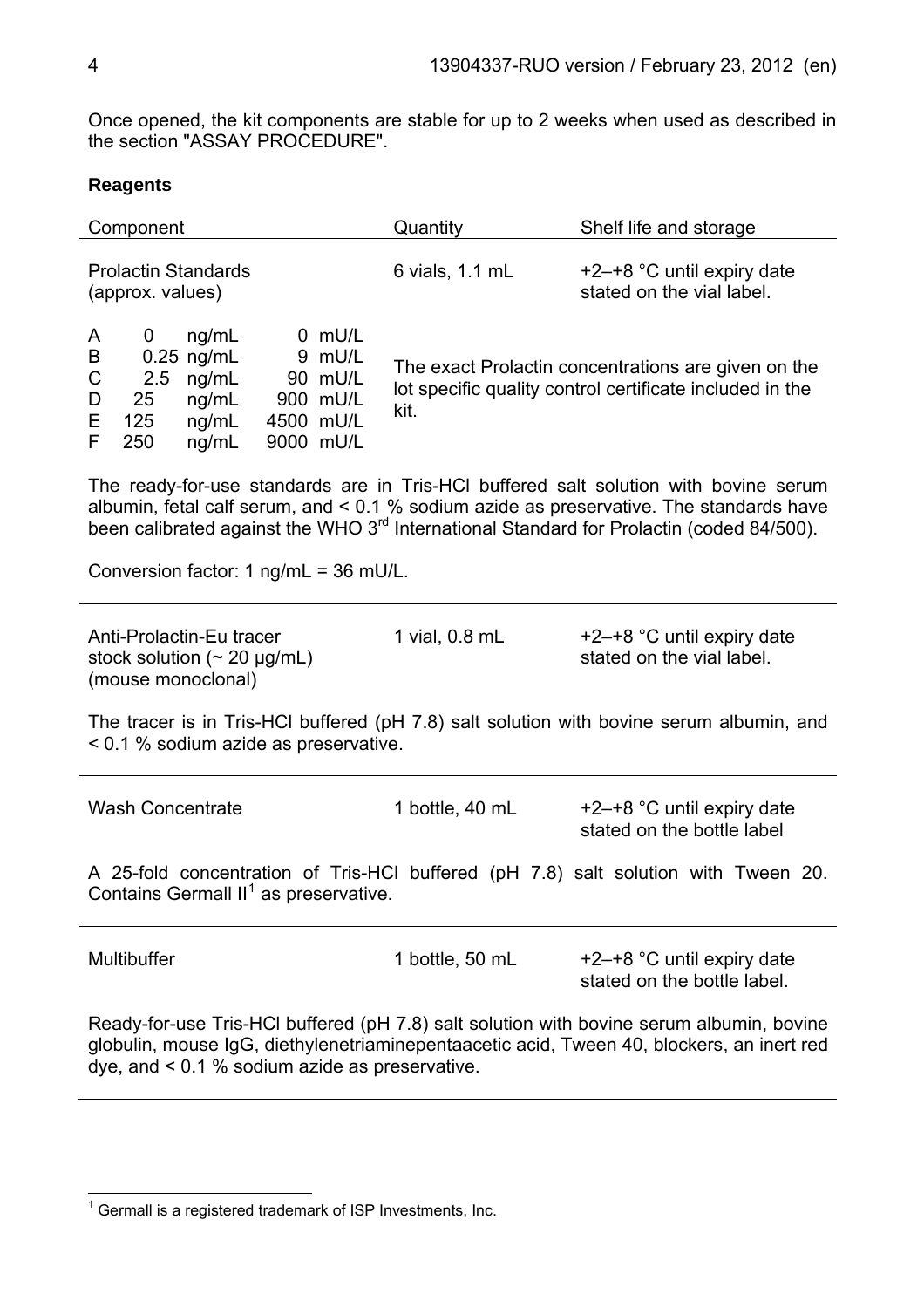Once opened, the kit components are stable for up to 2 weeks when used as described in the section "ASSAY PROCEDURE".

**Reagents**

| Component | Quantity | Shelf life and storage |
|---|---|---|
| Prolactin Standards (approx. values) | 6 vials, 1.1 mL | +2–+8 °C until expiry date stated on the vial label. |

| | | | | |
|---|---|---|---|---|
| A | 0 ng/mL | 0 mU/L | | |
| B | 0.25 ng/mL | 9 mU/L | | |
| C | 2.5 ng/mL | 90 mU/L | | |
| D | 25 ng/mL | 900 mU/L | | |
| E | 125 ng/mL | 4500 mU/L | | |
| F | 250 ng/mL | 9000 mU/L | | |

The exact Prolactin concentrations are given on the lot specific quality control certificate included in the kit.

The ready-for-use standards are in Tris-HCl buffered salt solution with bovine serum albumin, fetal calf serum, and < 0.1 % sodium azide as preservative. The standards have been calibrated against the WHO 3rd International Standard for Prolactin (coded 84/500).

Conversion factor: 1 ng/mL = 36 mU/L.

---

| | | |
|---|---|---|
| Anti-Prolactin-Eu tracer stock solution (~ 20 µg/mL) (mouse monoclonal) | 1 vial, 0.8 mL | +2–+8 °C until expiry date stated on the vial label. |

The tracer is in Tris-HCl buffered (pH 7.8) salt solution with bovine serum albumin, and < 0.1 % sodium azide as preservative.

---

| | | |
|---|---|---|
| Wash Concentrate | 1 bottle, 40 mL | +2–+8 °C until expiry date stated on the bottle label |

A 25-fold concentration of Tris-HCl buffered (pH 7.8) salt solution with Tween 20. Contains Germall II[1] as preservative.

---

| | | |
|---|---|---|
| Multibuffer | 1 bottle, 50 mL | +2–+8 °C until expiry date stated on the bottle label. |

Ready-for-use Tris-HCl buffered (pH 7.8) salt solution with bovine serum albumin, bovine globulin, mouse IgG, diethylenetriaminepentaacetic acid, Tween 40, blockers, an inert red dye, and < 0.1 % sodium azide as preservative.

---

[1] Germall is a registered trademark of ISP Investments, Inc.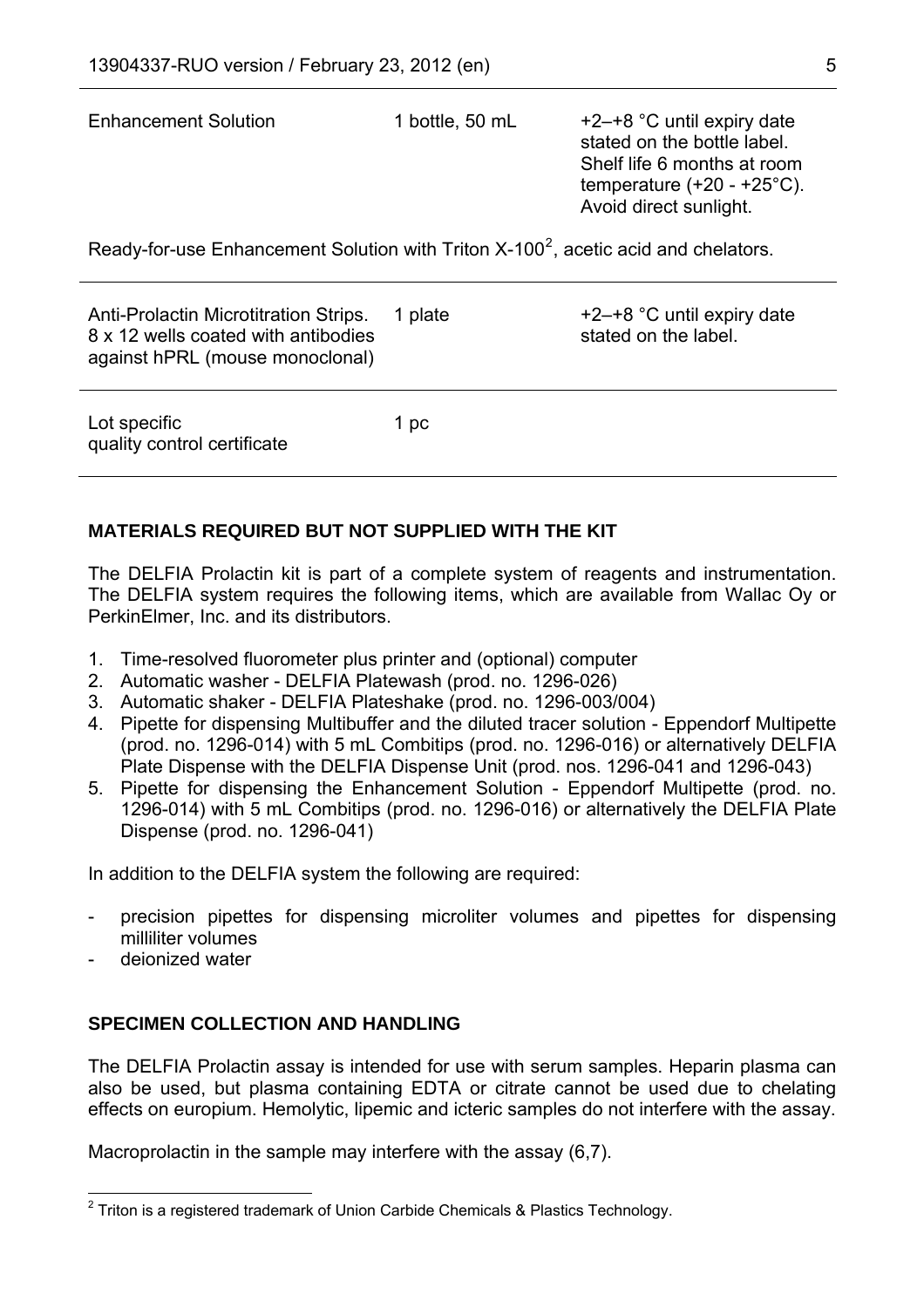| | | |
|---|---|---|
| Enhancement Solution | 1 bottle, 50 mL | +2–+8 °C until expiry date stated on the bottle label. Shelf life 6 months at room temperature (+20 - +25°C). Avoid direct sunlight. |

Ready-for-use Enhancement Solution with Triton X-100[2], acetic acid and chelators.

| | | |
|---|---|---|
| Anti-Prolactin Microtitration Strips. 8 x 12 wells coated with antibodies against hPRL (mouse monoclonal) | 1 plate | +2–+8 °C until expiry date stated on the label. |
| Lot specific quality control certificate | 1 pc | |

**MATERIALS REQUIRED BUT NOT SUPPLIED WITH THE KIT**

The DELFIA Prolactin kit is part of a complete system of reagents and instrumentation. The DELFIA system requires the following items, which are available from Wallac Oy or PerkinElmer, Inc. and its distributors.

1. Time-resolved fluorometer plus printer and (optional) computer
2. Automatic washer - DELFIA Platewash (prod. no. 1296-026)
3. Automatic shaker - DELFIA Plateshake (prod. no. 1296-003/004)
4. Pipette for dispensing Multibuffer and the diluted tracer solution - Eppendorf Multipette (prod. no. 1296-014) with 5 mL Combitips (prod. no. 1296-016) or alternatively DELFIA Plate Dispense with the DELFIA Dispense Unit (prod. nos. 1296-041 and 1296-043)
5. Pipette for dispensing the Enhancement Solution - Eppendorf Multipette (prod. no. 1296-014) with 5 mL Combitips (prod. no. 1296-016) or alternatively the DELFIA Plate Dispense (prod. no. 1296-041)

In addition to the DELFIA system the following are required:

- precision pipettes for dispensing microliter volumes and pipettes for dispensing milliliter volumes
- deionized water

**SPECIMEN COLLECTION AND HANDLING**

The DELFIA Prolactin assay is intended for use with serum samples. Heparin plasma can also be used, but plasma containing EDTA or citrate cannot be used due to chelating effects on europium. Hemolytic, lipemic and icteric samples do not interfere with the assay.

Macroprolactin in the sample may interfere with the assay (6,7).

[2] Triton is a registered trademark of Union Carbide Chemicals & Plastics Technology.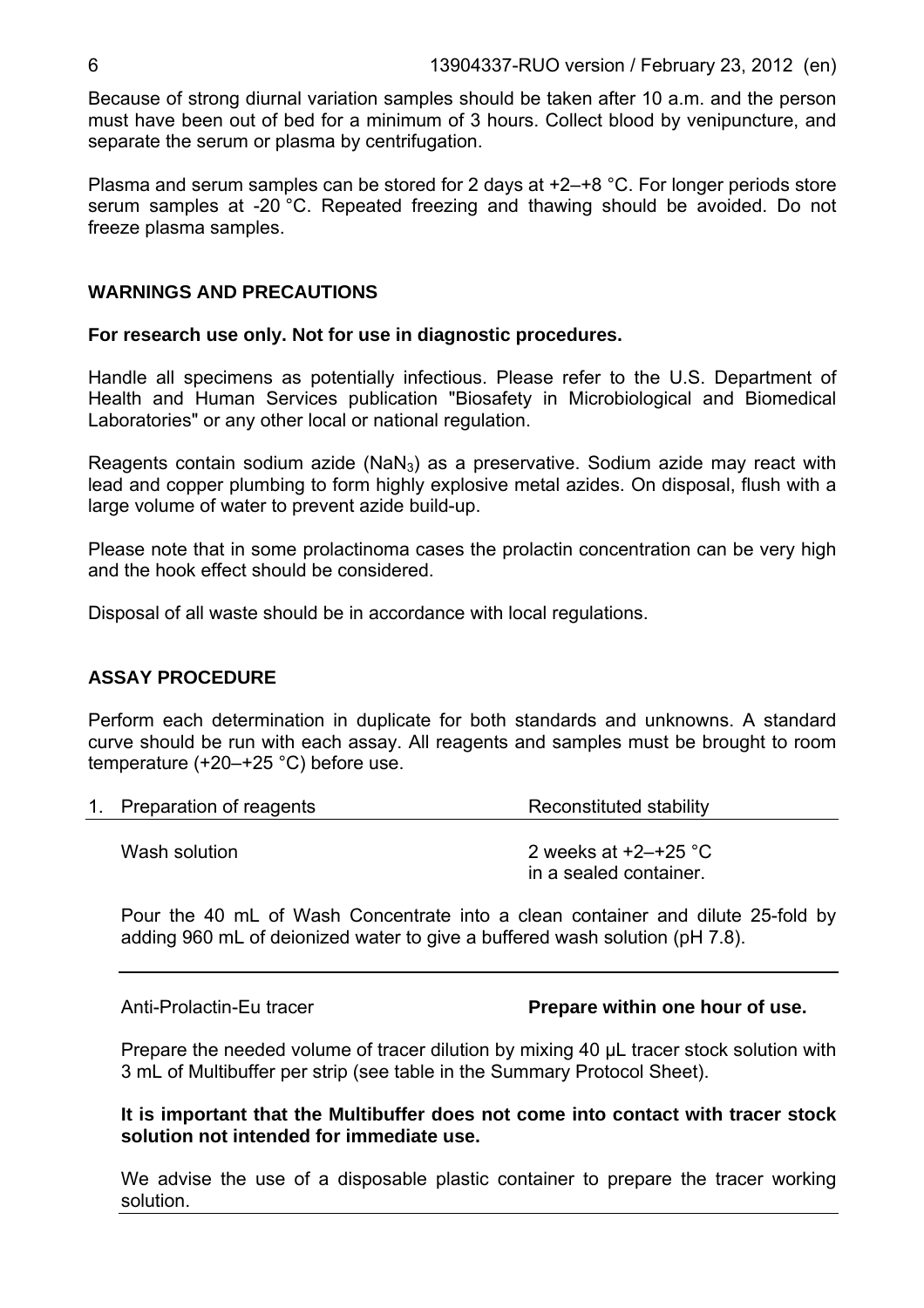Because of strong diurnal variation samples should be taken after 10 a.m. and the person must have been out of bed for a minimum of 3 hours. Collect blood by venipuncture, and separate the serum or plasma by centrifugation.

Plasma and serum samples can be stored for 2 days at +2–+8 °C. For longer periods store serum samples at -20 °C. Repeated freezing and thawing should be avoided. Do not freeze plasma samples.

## WARNINGS AND PRECAUTIONS

**For research use only. Not for use in diagnostic procedures.**

Handle all specimens as potentially infectious. Please refer to the U.S. Department of Health and Human Services publication "Biosafety in Microbiological and Biomedical Laboratories" or any other local or national regulation.

Reagents contain sodium azide ($NaN_3$) as a preservative. Sodium azide may react with lead and copper plumbing to form highly explosive metal azides. On disposal, flush with a large volume of water to prevent azide build-up.

Please note that in some prolactinoma cases the prolactin concentration can be very high and the hook effect should be considered.

Disposal of all waste should be in accordance with local regulations.

## ASSAY PROCEDURE

Perform each determination in duplicate for both standards and unknowns. A standard curve should be run with each assay. All reagents and samples must be brought to room temperature (+20–+25 °C) before use.

| 1. Preparation of reagents | Reconstituted stability |
|---|---|
| Wash solution | 2 weeks at +2–+25 °C in a sealed container. |

Pour the 40 mL of Wash Concentrate into a clean container and dilute 25-fold by adding 960 mL of deionized water to give a buffered wash solution (pH 7.8).

---

Anti-Prolactin-Eu tracer — **Prepare within one hour of use.**

Prepare the needed volume of tracer dilution by mixing 40 µL tracer stock solution with 3 mL of Multibuffer per strip (see table in the Summary Protocol Sheet).

**It is important that the Multibuffer does not come into contact with tracer stock solution not intended for immediate use.**

We advise the use of a disposable plastic container to prepare the tracer working solution.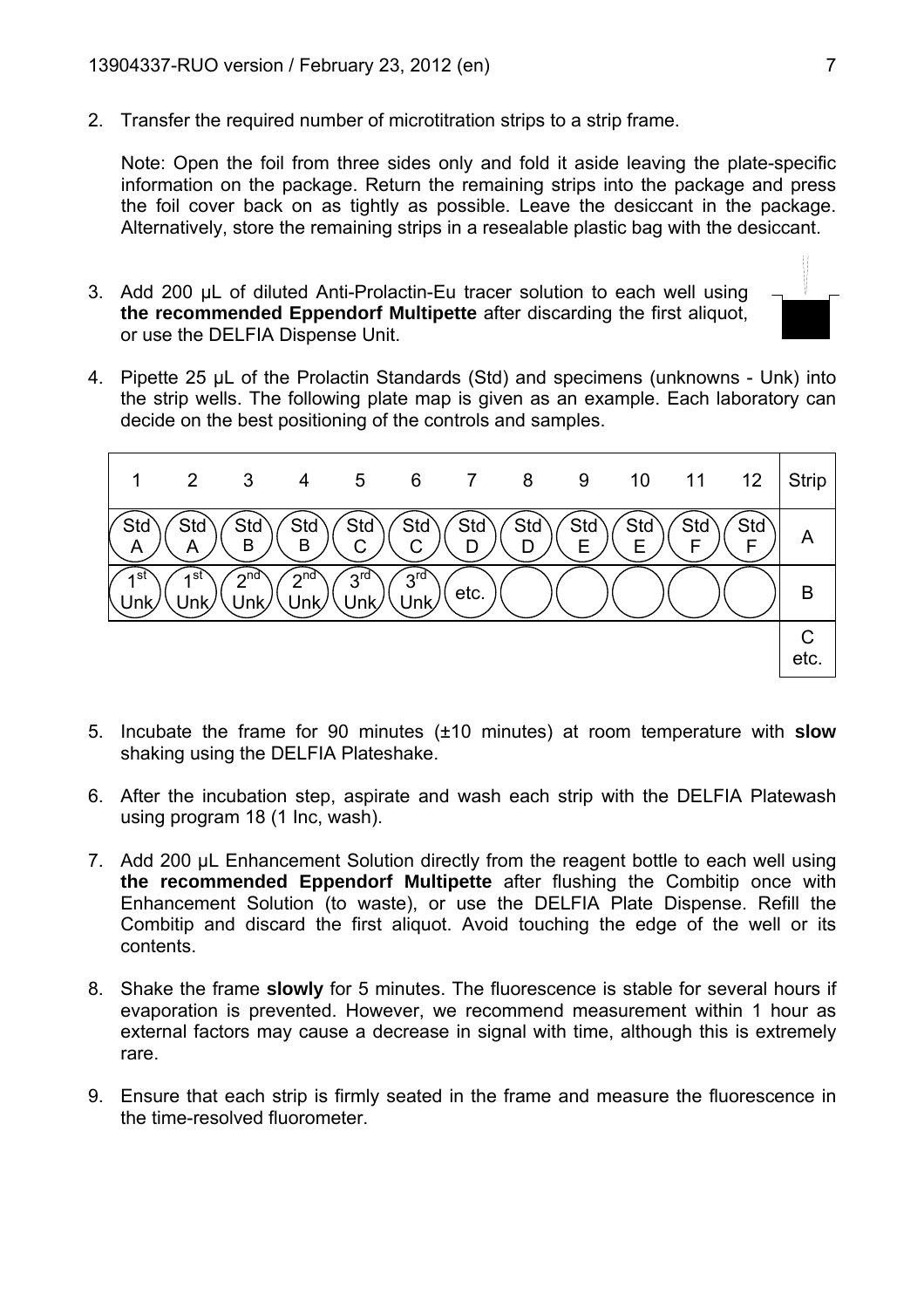2. Transfer the required number of microtitration strips to a strip frame.

   Note: Open the foil from three sides only and fold it aside leaving the plate-specific information on the package. Return the remaining strips into the package and press the foil cover back on as tightly as possible. Leave the desiccant in the package. Alternatively, store the remaining strips in a resealable plastic bag with the desiccant.

3. Add 200 µL of diluted Anti-Prolactin-Eu tracer solution to each well using **the recommended Eppendorf Multipette** after discarding the first aliquot, or use the DELFIA Dispense Unit.

4. Pipette 25 µL of the Prolactin Standards (Std) and specimens (unknowns - Unk) into the strip wells. The following plate map is given as an example. Each laboratory can decide on the best positioning of the controls and samples.

| 1 | 2 | 3 | 4 | 5 | 6 | 7 | 8 | 9 | 10 | 11 | 12 | Strip |
|---|---|---|---|---|---|---|---|---|---|---|---|---|
| Std A | Std A | Std B | Std B | Std C | Std C | Std D | Std D | Std E | Std E | Std F | Std F | A |
| 1st Unk | 1st Unk | 2nd Unk | 2nd Unk | 3rd Unk | 3rd Unk | etc. | | | | | | B |
| | | | | | | | | | | | | C etc. |

5. Incubate the frame for 90 minutes (±10 minutes) at room temperature with **slow** shaking using the DELFIA Plateshake.

6. After the incubation step, aspirate and wash each strip with the DELFIA Platewash using program 18 (1 Inc, wash).

7. Add 200 µL Enhancement Solution directly from the reagent bottle to each well using **the recommended Eppendorf Multipette** after flushing the Combitip once with Enhancement Solution (to waste), or use the DELFIA Plate Dispense. Refill the Combitip and discard the first aliquot. Avoid touching the edge of the well or its contents.

8. Shake the frame **slowly** for 5 minutes. The fluorescence is stable for several hours if evaporation is prevented. However, we recommend measurement within 1 hour as external factors may cause a decrease in signal with time, although this is extremely rare.

9. Ensure that each strip is firmly seated in the frame and measure the fluorescence in the time-resolved fluorometer.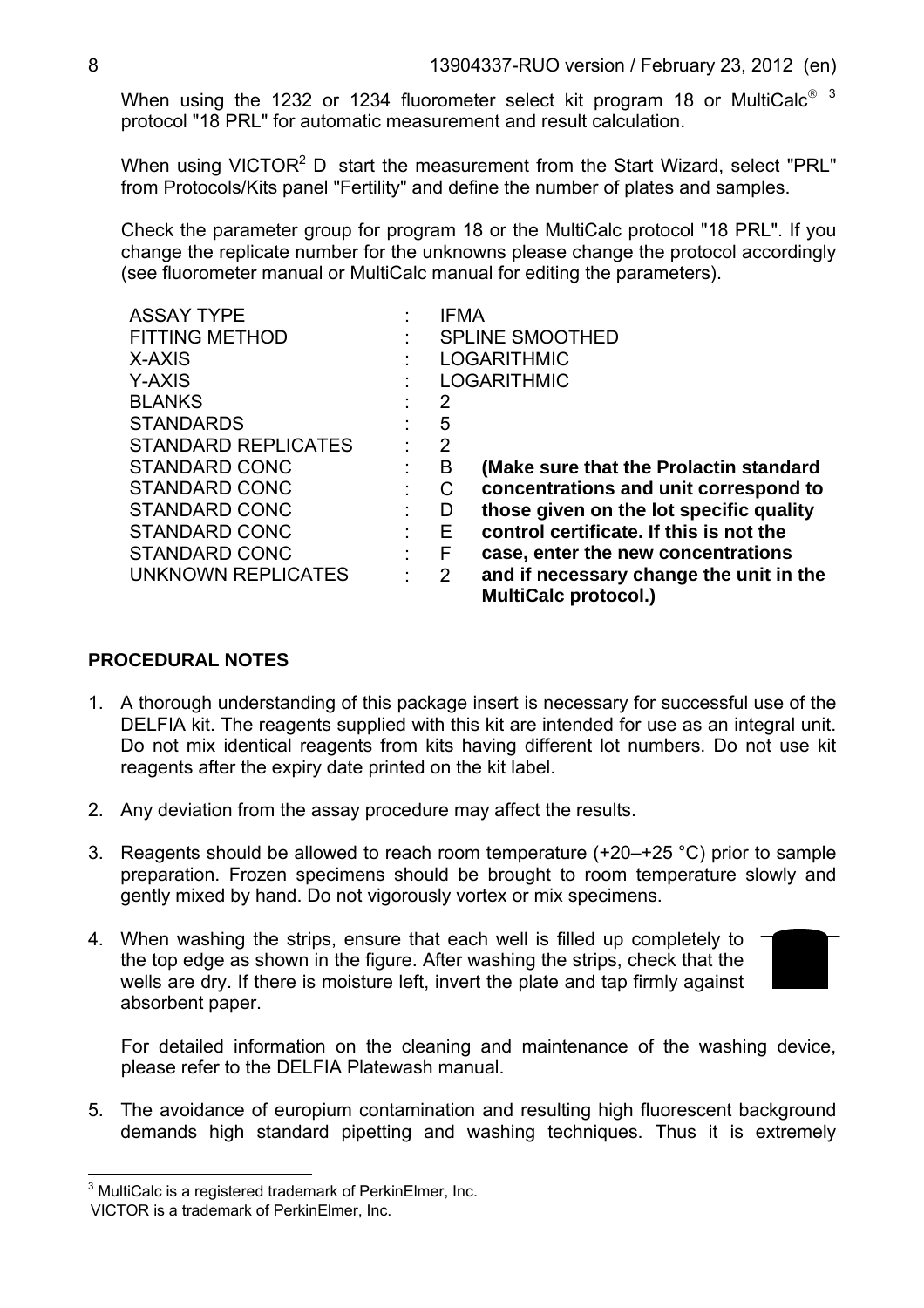When using the 1232 or 1234 fluorometer select kit program 18 or MultiCalc® [3] protocol "18 PRL" for automatic measurement and result calculation.

When using VICTOR² D start the measurement from the Start Wizard, select "PRL" from Protocols/Kits panel "Fertility" and define the number of plates and samples.

Check the parameter group for program 18 or the MultiCalc protocol "18 PRL". If you change the replicate number for the unknowns please change the protocol accordingly (see fluorometer manual or MultiCalc manual for editing the parameters).

| | | | |
|---|---|---|---|
| ASSAY TYPE | : | IFMA | |
| FITTING METHOD | : | SPLINE SMOOTHED | |
| X-AXIS | : | LOGARITHMIC | |
| Y-AXIS | : | LOGARITHMIC | |
| BLANKS | : | 2 | |
| STANDARDS | : | 5 | |
| STANDARD REPLICATES | : | 2 | |
| STANDARD CONC | : | B | **(Make sure that the Prolactin standard** |
| STANDARD CONC | : | C | **concentrations and unit correspond to** |
| STANDARD CONC | : | D | **those given on the lot specific quality** |
| STANDARD CONC | : | E | **control certificate. If this is not the** |
| STANDARD CONC | : | F | **case, enter the new concentrations** |
| UNKNOWN REPLICATES | : | 2 | **and if necessary change the unit in the MultiCalc protocol.)** |

## PROCEDURAL NOTES

1. A thorough understanding of this package insert is necessary for successful use of the DELFIA kit. The reagents supplied with this kit are intended for use as an integral unit. Do not mix identical reagents from kits having different lot numbers. Do not use kit reagents after the expiry date printed on the kit label.

2. Any deviation from the assay procedure may affect the results.

3. Reagents should be allowed to reach room temperature (+20–+25 °C) prior to sample preparation. Frozen specimens should be brought to room temperature slowly and gently mixed by hand. Do not vigorously vortex or mix specimens.

4. When washing the strips, ensure that each well is filled up completely to the top edge as shown in the figure. After washing the strips, check that the wells are dry. If there is moisture left, invert the plate and tap firmly against absorbent paper.

   For detailed information on the cleaning and maintenance of the washing device, please refer to the DELFIA Platewash manual.

5. The avoidance of europium contamination and resulting high fluorescent background demands high standard pipetting and washing techniques. Thus it is extremely

[3] MultiCalc is a registered trademark of PerkinElmer, Inc.
VICTOR is a trademark of PerkinElmer, Inc.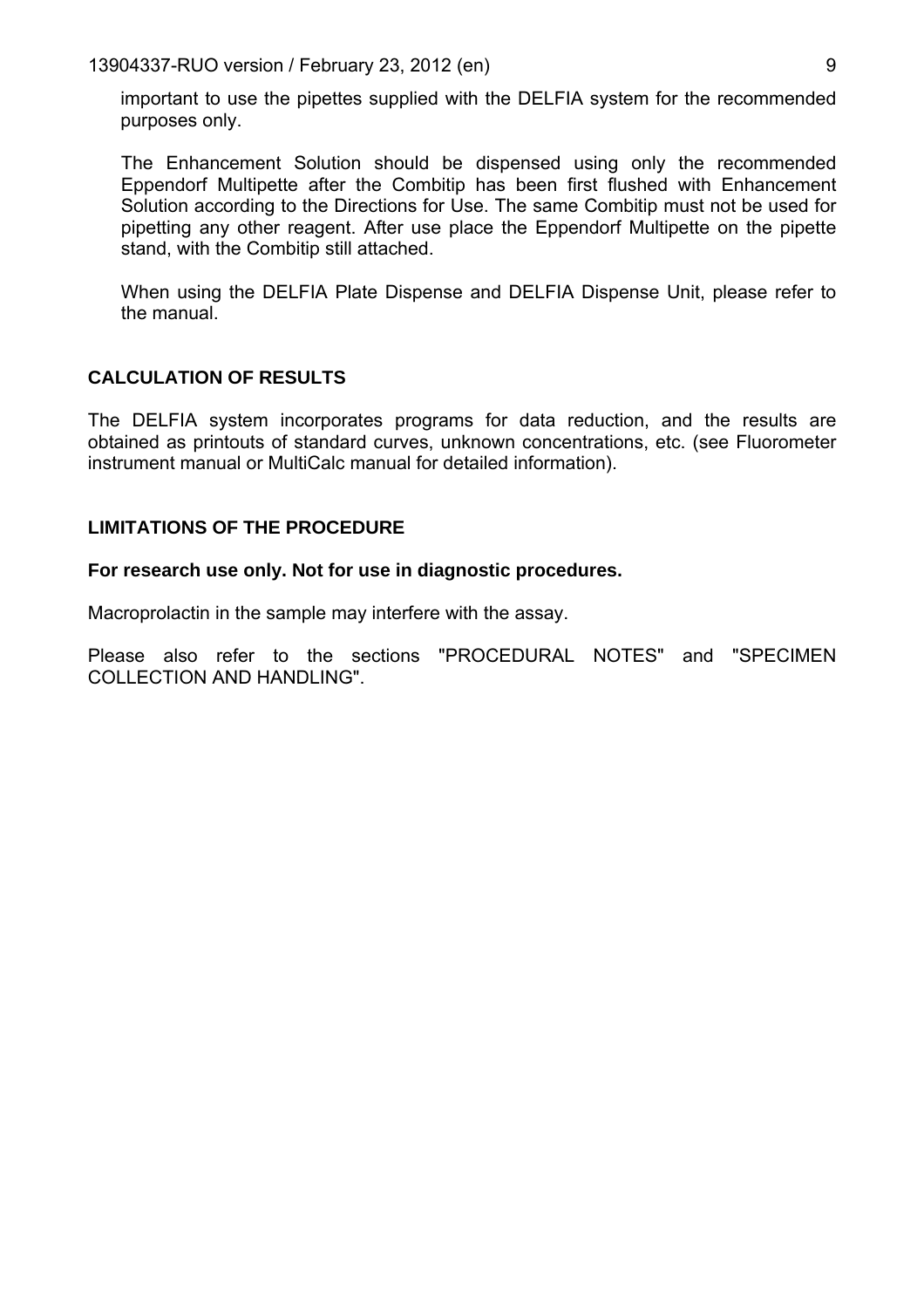important to use the pipettes supplied with the DELFIA system for the recommended purposes only.

The Enhancement Solution should be dispensed using only the recommended Eppendorf Multipette after the Combitip has been first flushed with Enhancement Solution according to the Directions for Use. The same Combitip must not be used for pipetting any other reagent. After use place the Eppendorf Multipette on the pipette stand, with the Combitip still attached.

When using the DELFIA Plate Dispense and DELFIA Dispense Unit, please refer to the manual.

## CALCULATION OF RESULTS

The DELFIA system incorporates programs for data reduction, and the results are obtained as printouts of standard curves, unknown concentrations, etc. (see Fluorometer instrument manual or MultiCalc manual for detailed information).

## LIMITATIONS OF THE PROCEDURE

**For research use only. Not for use in diagnostic procedures.**

Macroprolactin in the sample may interfere with the assay.

Please also refer to the sections "PROCEDURAL NOTES" and "SPECIMEN COLLECTION AND HANDLING".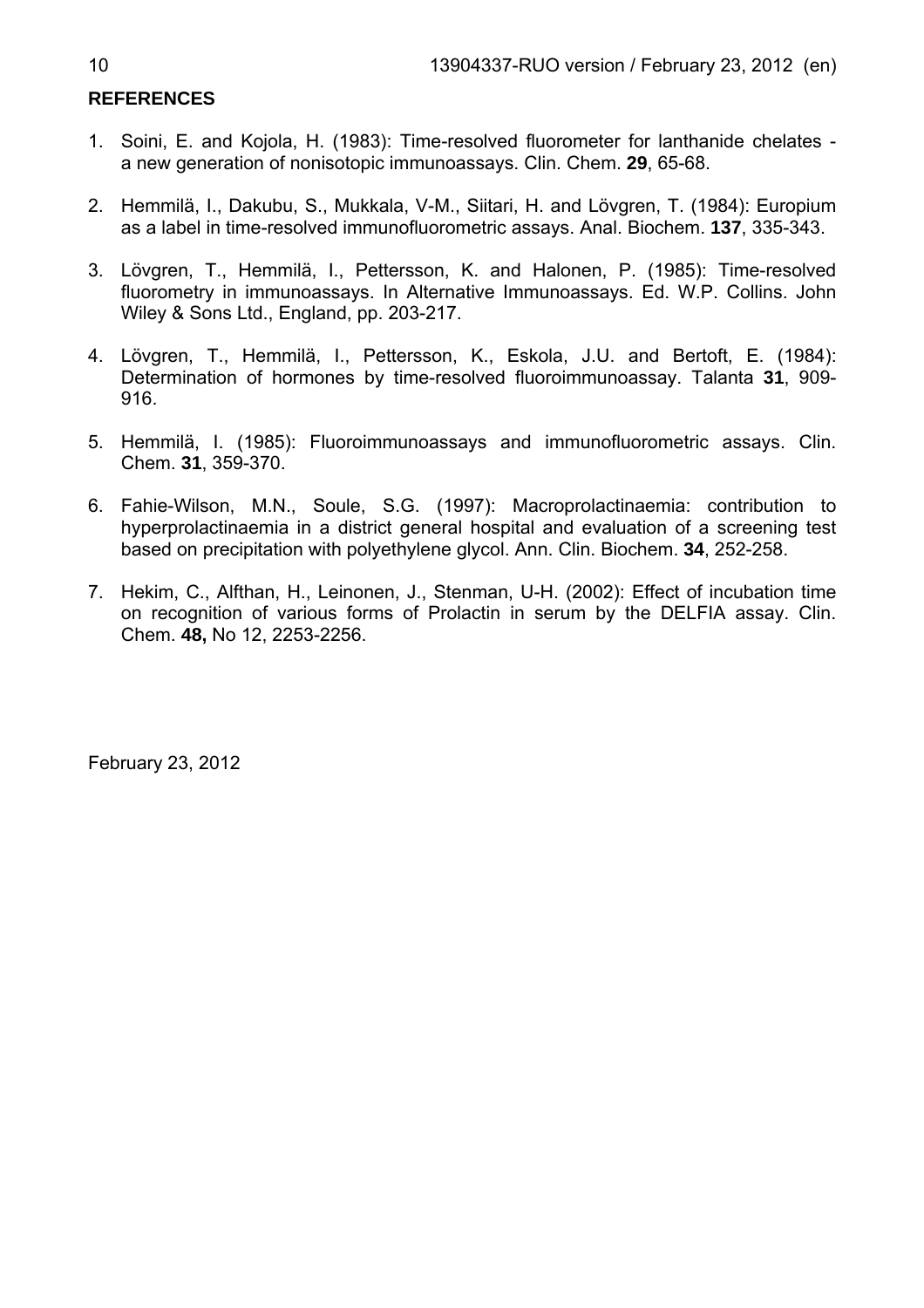## REFERENCES

1. Soini, E. and Kojola, H. (1983): Time-resolved fluorometer for lanthanide chelates - a new generation of nonisotopic immunoassays. Clin. Chem. **29**, 65-68.

2. Hemmilä, I., Dakubu, S., Mukkala, V-M., Siitari, H. and Lövgren, T. (1984): Europium as a label in time-resolved immunofluorometric assays. Anal. Biochem. **137**, 335-343.

3. Lövgren, T., Hemmilä, I., Pettersson, K. and Halonen, P. (1985): Time-resolved fluorometry in immunoassays. In Alternative Immunoassays. Ed. W.P. Collins. John Wiley & Sons Ltd., England, pp. 203-217.

4. Lövgren, T., Hemmilä, I., Pettersson, K., Eskola, J.U. and Bertoft, E. (1984): Determination of hormones by time-resolved fluoroimmunoassay. Talanta **31**, 909-916.

5. Hemmilä, I. (1985): Fluoroimmunoassays and immunofluorometric assays. Clin. Chem. **31**, 359-370.

6. Fahie-Wilson, M.N., Soule, S.G. (1997): Macroprolactinaemia: contribution to hyperprolactinaemia in a district general hospital and evaluation of a screening test based on precipitation with polyethylene glycol. Ann. Clin. Biochem. **34**, 252-258.

7. Hekim, C., Alfthan, H., Leinonen, J., Stenman, U-H. (2002): Effect of incubation time on recognition of various forms of Prolactin in serum by the DELFIA assay. Clin. Chem. **48,** No 12, 2253-2256.

February 23, 2012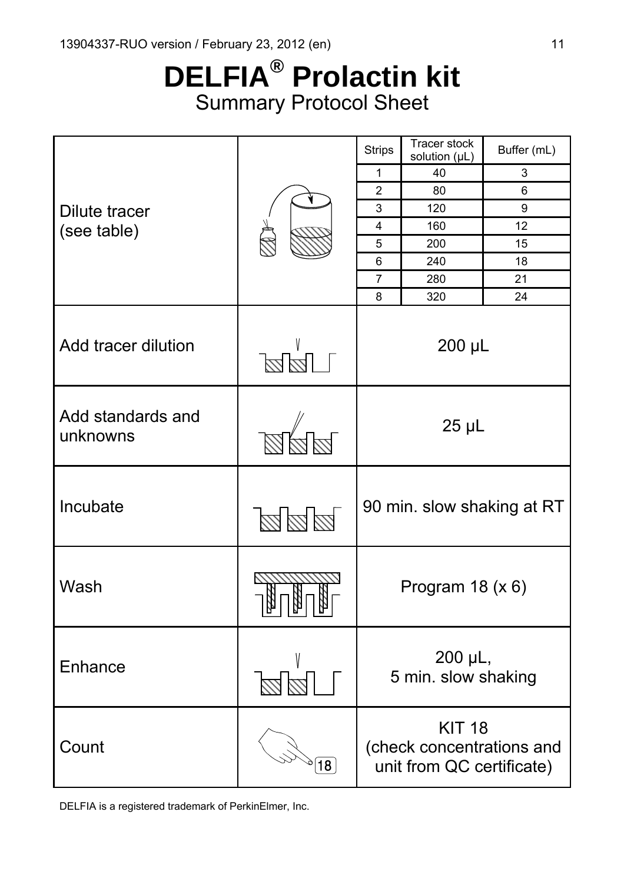# DELFIA® Prolactin kit

## Summary Protocol Sheet

| | | |
|---|---|---|
| Dilute tracer (see table) | | See dilution table below |
| Add tracer dilution | | 200 µL |
| Add standards and unknowns | | 25 µL |
| Incubate | | 90 min. slow shaking at RT |
| Wash | | Program 18 (x 6) |
| Enhance | | 200 µL, 5 min. slow shaking |
| Count | 18 | KIT 18 (check concentrations and unit from QC certificate) |

| Strips | Tracer stock solution (µL) | Buffer (mL) |
|---|---|---|
| 1 | 40 | 3 |
| 2 | 80 | 6 |
| 3 | 120 | 9 |
| 4 | 160 | 12 |
| 5 | 200 | 15 |
| 6 | 240 | 18 |
| 7 | 280 | 21 |
| 8 | 320 | 24 |

DELFIA is a registered trademark of PerkinElmer, Inc.